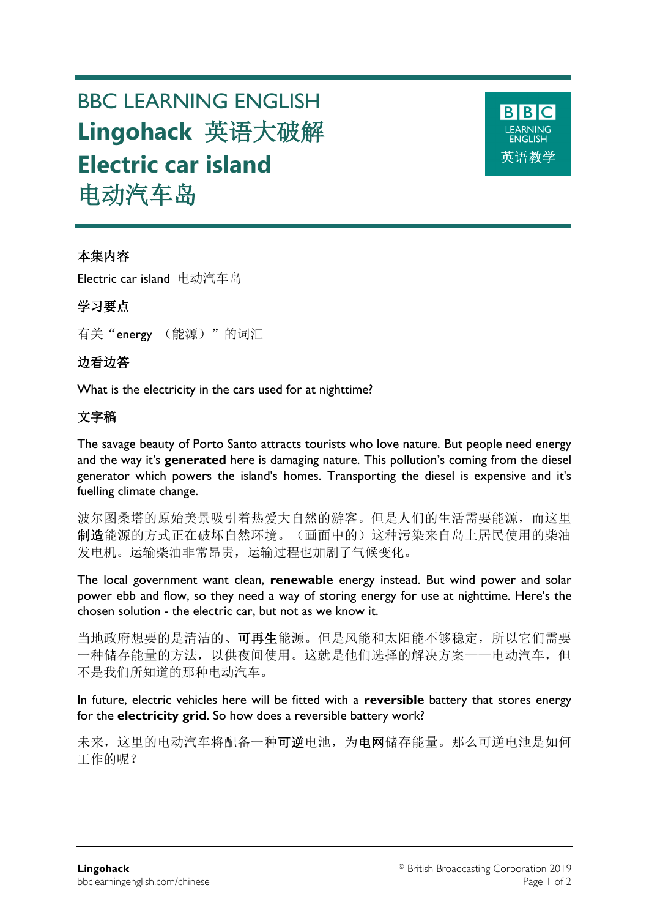# BBC LEARNING ENGLISH

# Lingohack 英语大破解

# Electric car island
# 电动汽车岛

BBC LEARNING ENGLISH 英语教学

### 本集内容

Electric car island 电动汽车岛

### 学习要点

有关"energy （能源）"的词汇

### 边看边答

What is the electricity in the cars used for at nighttime?

### 文字稿

The savage beauty of Porto Santo attracts tourists who love nature. But people need energy and the way it's **generated** here is damaging nature. This pollution's coming from the diesel generator which powers the island's homes. Transporting the diesel is expensive and it's fuelling climate change.

波尔图桑塔的原始美景吸引着热爱大自然的游客。但是人们的生活需要能源，而这里**制造**能源的方式正在破坏自然环境。（画面中的）这种污染来自岛上居民使用的柴油发电机。运输柴油非常昂贵，运输过程也加剧了气候变化。

The local government want clean, **renewable** energy instead. But wind power and solar power ebb and flow, so they need a way of storing energy for use at nighttime. Here's the chosen solution - the electric car, but not as we know it.

当地政府想要的是清洁的、**可再生**能源。但是风能和太阳能不够稳定，所以它们需要一种储存能量的方法，以供夜间使用。这就是他们选择的解决方案——电动汽车，但不是我们所知道的那种电动汽车。

In future, electric vehicles here will be fitted with a **reversible** battery that stores energy for the **electricity grid**. So how does a reversible battery work?

未来，这里的电动汽车将配备一种**可逆**电池，为**电网**储存能量。那么可逆电池是如何工作的呢？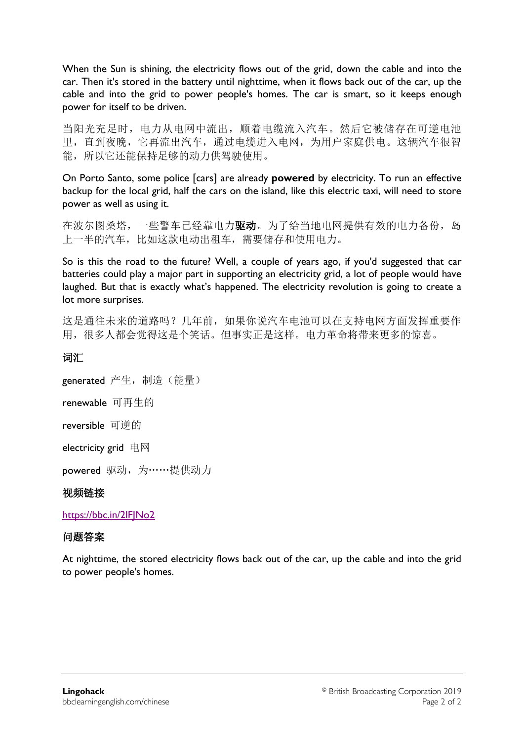When the Sun is shining, the electricity flows out of the grid, down the cable and into the car. Then it's stored in the battery until nighttime, when it flows back out of the car, up the cable and into the grid to power people's homes. The car is smart, so it keeps enough power for itself to be driven.

当阳光充足时，电力从电网中流出，顺着电缆流入汽车。然后它被储存在可逆电池里，直到夜晚，它再流出汽车，通过电缆进入电网，为用户家庭供电。这辆汽车很智能，所以它还能保持足够的动力供驾驶使用。

On Porto Santo, some police [cars] are already **powered** by electricity. To run an effective backup for the local grid, half the cars on the island, like this electric taxi, will need to store power as well as using it.

在波尔图桑塔，一些警车已经靠电力**驱动**。为了给当地电网提供有效的电力备份，岛上一半的汽车，比如这款电动出租车，需要储存和使用电力。

So is this the road to the future? Well, a couple of years ago, if you'd suggested that car batteries could play a major part in supporting an electricity grid, a lot of people would have laughed. But that is exactly what's happened. The electricity revolution is going to create a lot more surprises.

这是通往未来的道路吗？几年前，如果你说汽车电池可以在支持电网方面发挥重要作用，很多人都会觉得这是个笑话。但事实正是这样。电力革命将带来更多的惊喜。

### 词汇

generated 产生，制造（能量）

renewable 可再生的

reversible 可逆的

electricity grid 电网

powered 驱动，为……提供动力

### 视频链接

https://bbc.in/2lFJNo2

### 问题答案

At nighttime, the stored electricity flows back out of the car, up the cable and into the grid to power people's homes.